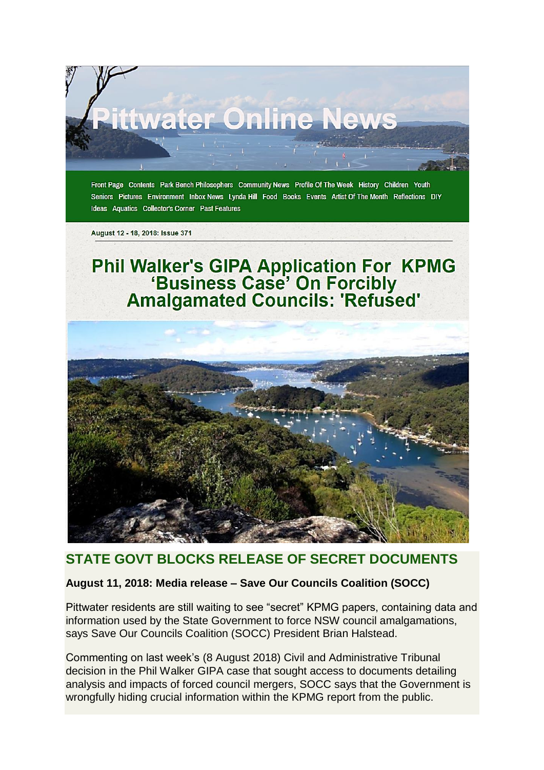# Pittwater Online News

Front Page Contents Park Bench Philosophers Community News Profile Of The Week History Children Youth Seniors Pictures Environment Inbox News Lynda Hill Food Books Events Artist Of The Month Reflections DIY Ideas Aquatics Collector's Corner Past Features

August 12 - 18, 2018: Issue 371

# Phil Walker's GIPA Application For KPMG 'Business Case' On Forcibly Amalgamated Councils: 'Refused'

## STATE GOVT BLOCKS RELEASE OF SECRET DOCUMENTS

**August 11, 2018: Media release – Save Our Councils Coalition (SOCC)**

Pittwater residents are still waiting to see "secret" KPMG papers, containing data and information used by the State Government to force NSW council amalgamations, says Save Our Councils Coalition (SOCC) President Brian Halstead.

Commenting on last week's (8 August 2018) Civil and Administrative Tribunal decision in the Phil Walker GIPA case that sought access to documents detailing analysis and impacts of forced council mergers, SOCC says that the Government is wrongfully hiding crucial information within the KPMG report from the public.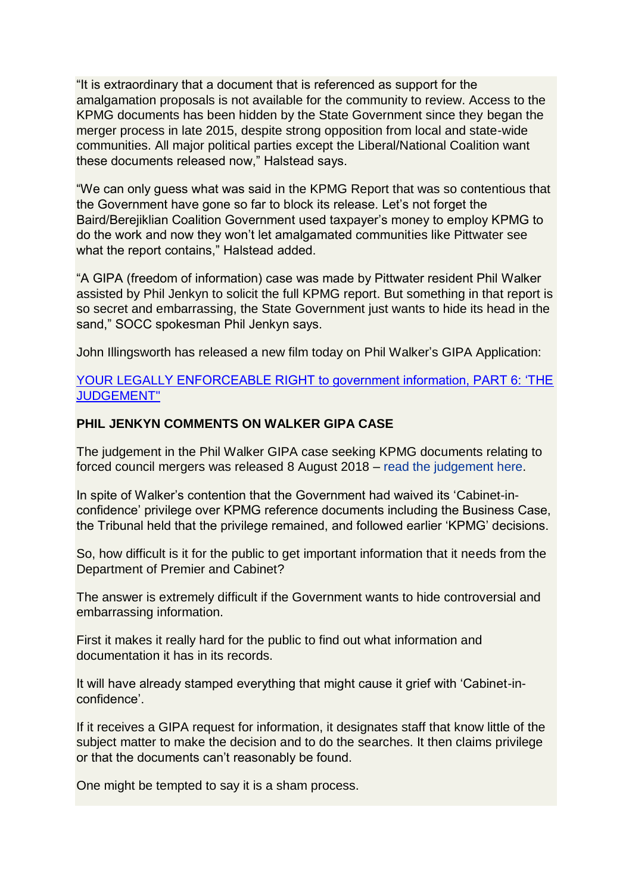"It is extraordinary that a document that is referenced as support for the amalgamation proposals is not available for the community to review. Access to the KPMG documents has been hidden by the State Government since they began the merger process in late 2015, despite strong opposition from local and state-wide communities. All major political parties except the Liberal/National Coalition want these documents released now," Halstead says.

"We can only guess what was said in the KPMG Report that was so contentious that the Government have gone so far to block its release. Let's not forget the Baird/Berejiklian Coalition Government used taxpayer's money to employ KPMG to do the work and now they won't let amalgamated communities like Pittwater see what the report contains," Halstead added.

"A GIPA (freedom of information) case was made by Pittwater resident Phil Walker assisted by Phil Jenkyn to solicit the full KPMG report. But something in that report is so secret and embarrassing, the State Government just wants to hide its head in the sand," SOCC spokesman Phil Jenkyn says.

John Illingsworth has released a new film today on Phil Walker's GIPA Application:

YOUR LEGALLY ENFORCEABLE RIGHT to government information, PART 6: 'THE JUDGEMENT"

**PHIL JENKYN COMMENTS ON WALKER GIPA CASE**

The judgement in the Phil Walker GIPA case seeking KPMG documents relating to forced council mergers was released 8 August 2018 – read the judgement here.

In spite of Walker's contention that the Government had waived its 'Cabinet-in-confidence' privilege over KPMG reference documents including the Business Case, the Tribunal held that the privilege remained, and followed earlier 'KPMG' decisions.

So, how difficult is it for the public to get important information that it needs from the Department of Premier and Cabinet?

The answer is extremely difficult if the Government wants to hide controversial and embarrassing information.

First it makes it really hard for the public to find out what information and documentation it has in its records.

It will have already stamped everything that might cause it grief with 'Cabinet-in-confidence'.

If it receives a GIPA request for information, it designates staff that know little of the subject matter to make the decision and to do the searches. It then claims privilege or that the documents can't reasonably be found.

One might be tempted to say it is a sham process.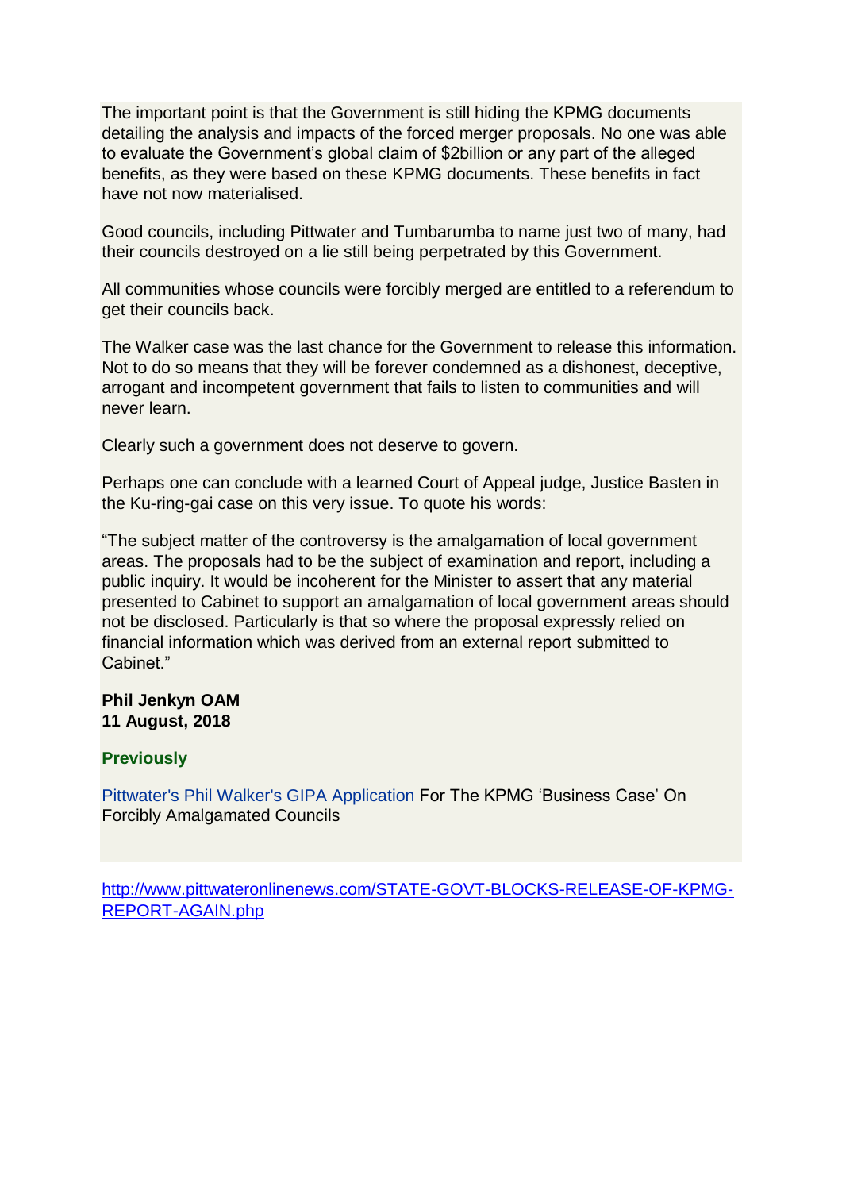The important point is that the Government is still hiding the KPMG documents detailing the analysis and impacts of the forced merger proposals. No one was able to evaluate the Government's global claim of $2billion or any part of the alleged benefits, as they were based on these KPMG documents. These benefits in fact have not now materialised.

Good councils, including Pittwater and Tumbarumba to name just two of many, had their councils destroyed on a lie still being perpetrated by this Government.

All communities whose councils were forcibly merged are entitled to a referendum to get their councils back.

The Walker case was the last chance for the Government to release this information. Not to do so means that they will be forever condemned as a dishonest, deceptive, arrogant and incompetent government that fails to listen to communities and will never learn.

Clearly such a government does not deserve to govern.

Perhaps one can conclude with a learned Court of Appeal judge, Justice Basten in the Ku-ring-gai case on this very issue. To quote his words:

"The subject matter of the controversy is the amalgamation of local government areas. The proposals had to be the subject of examination and report, including a public inquiry. It would be incoherent for the Minister to assert that any material presented to Cabinet to support an amalgamation of local government areas should not be disclosed. Particularly is that so where the proposal expressly relied on financial information which was derived from an external report submitted to Cabinet."

**Phil Jenkyn OAM**
**11 August, 2018**

**Previously**

Pittwater's Phil Walker's GIPA Application For The KPMG 'Business Case' On Forcibly Amalgamated Councils

http://www.pittwateronlinenews.com/STATE-GOVT-BLOCKS-RELEASE-OF-KPMG-REPORT-AGAIN.php